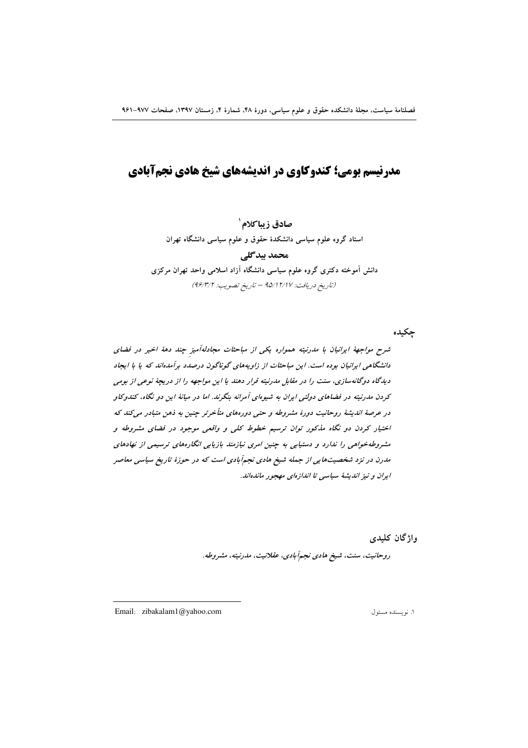# مدرنیسم بومی؛ کندوکاوی در اندیشه‌های شیخ هادی نجم‌آبادی

**صادق زیباکلام**[1]

استاد گروه علوم سیاسی دانشکدهٔ حقوق و علوم سیاسی دانشگاه تهران

**محمد بیدگلی**

دانش آموخته دکتری گروه علوم سیاسی دانشگاه آزاد اسلامی واحد تهران مرکزی

*(تاریخ دریافت: ۹۵/۱۲/۱۷ – تاریخ تصویب: ۹۶/۳/۲)*

## چکیده

*شرح مواجههٔ ایرانیان با مدرنیته همواره یکی از مباحثات مجادله‌آمیزِ چند دههٔ اخیر در فضای دانشگاهی ایرانیان بوده است. این مباحثات از زاویه‌های گوناگون درصدد برآمده‌اند که یا با ایجاد دیدگاه دوگانه‌سازی، سنت را در مقابل مدرنیته قرار دهند یا این مواجهه را از دریچهٔ نوعی از بومی کردن مدرنیته در فضاهای دولتی ایران به شیوه‌ای آمرانه بنگرند. اما در میانهٔ این دو نگاه، کندوکاو در عرصهٔ اندیشهٔ روحانیت دورهٔ مشروطه و حتی دوره‌های متأخرتر چنین به ذهن متبادر می‌کند که اختیار کردن دو نگاه مذکور توان ترسیم خطوط کلی و واقعی موجود در فضای مشروطه و مشروطه‌خواهی را ندارد و دستیابی به چنین امری نیازمند بازیابی انگاره‌های ترسیمی از نهادهای مدرن در نزد شخصیت‌هایی از جمله شیخ هادی نجم‌آبادی است که در حوزهٔ تاریخ سیاسی معاصر ایران و نیز اندیشهٔ سیاسی تا اندازه‌ای مهجور مانده‌اند.*

## واژگان کلیدی

*روحانیت، سنت، شیخ هادی نجم‌آبادی، عقلانیت، مدرنیته، مشروطه.*

---

[1] نویسنده مسئول  Email: zibakalam1@yahoo.com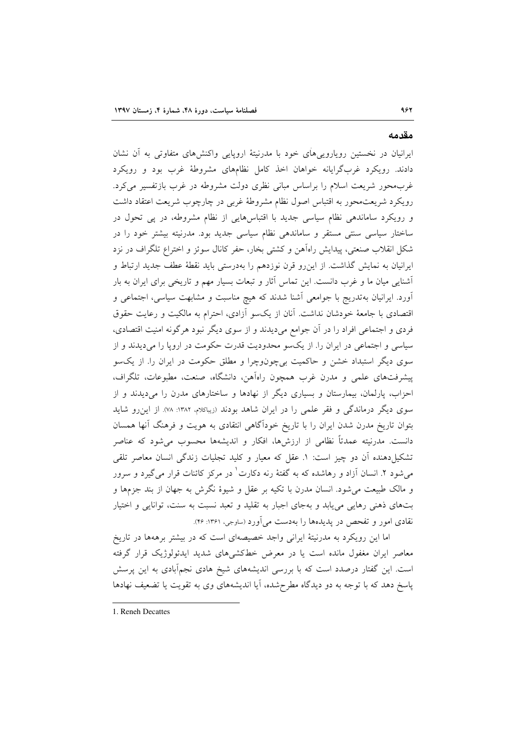## مقدمه

ایرانیان در نخستین رویارویی‌های خود با مدرنیتهٔ اروپایی واکنش‌های متفاوتی به آن نشان دادند. رویکرد غرب‌گرایانه خواهان اخذ کامل نظام‌های مشروطهٔ غرب بود و رویکرد غرب‌محور شریعت اسلام را براساس مبانی نظری دولت مشروطه در غرب بازتفسیر می‌کرد. رویکرد شریعت‌محور به اقتباس اصول نظام مشروطهٔ غربی در چارچوب شریعت اعتقاد داشت و رویکرد ساماندهی نظام سیاسی جدید با اقتباس‌هایی از نظام مشروطه، در پی تحول در ساختار سیاسی سنتی مستقر و ساماندهی نظام سیاسی جدید بود. مدرنیته بیشتر خود را در شکل انقلاب صنعتی، پیدایش راه‌آهن و کشتی بخار، حفر کانال سوئز و اختراع تلگراف در نزد ایرانیان به نمایش گذاشت. از این‌رو قرن نوزدهم را به‌درستی باید نقطهٔ عطف جدید ارتباط و آشنایی میان ما و غرب دانست. این تماس آثار و تبعات بسیار مهم و تاریخی برای ایران به بار آورد. ایرانیان به‌تدریج با جوامعی آشنا شدند که هیچ مناسبت و مشابهت سیاسی، اجتماعی و اقتصادی با جامعهٔ خودشان نداشت. آنان از یک‌سو آزادی، احترام به مالکیت و رعایت حقوق فردی و اجتماعی افراد را در آن جوامع می‌دیدند و از سوی دیگر نبود هرگونه امنیت اقتصادی، سیاسی و اجتماعی در ایران را. از یک‌سو محدودیت قدرت حکومت در اروپا را می‌دیدند و از سوی دیگر استبداد خشن و حاکمیت بی‌چون‌وچرا و مطلق حکومت در ایران را. از یک‌سو پیشرفت‌های علمی و مدرن غرب همچون راه‌آهن، دانشگاه، صنعت، مطبوعات، تلگراف، احزاب، پارلمان، بیمارستان و بسیاری دیگر از نهادها و ساختارهای مدرن را می‌دیدند و از سوی دیگر درماندگی و فقر علمی را در ایران شاهد بودند (زیباکلام، ۱۳۸۲: ۷۸). از این‌رو شاید بتوان تاریخ مدرن شدن ایران را با تاریخ خودآگاهی انتقادی به هویت و فرهنگ آنها همسان دانست. مدرنیته عمدتاً نظامی از ارزش‌ها، افکار و اندیشه‌ها محسوب می‌شود که عناصر تشکیل‌دهنده آن دو چیز است: ۱. عقل که معیار و کلید تجلیات زندگی انسان معاصر تلقی می‌شود ۲. انسان آزاد و رهاشده که به گفتهٔ رنه دکارت[1] در مرکز کائنات قرار می‌گیرد و سرور و مالک طبیعت می‌شود. انسان مدرن با تکیه بر عقل و شیوهٔ نگرش به جهان از بند جزم‌ها و بت‌های ذهنی رهایی می‌یابد و به‌جای اجبار به تقلید و تعبد نسبت به سنت، توانایی و اختیار نقادی امور و تفحص در پدیده‌ها را به‌دست می‌آورد (ساوجی، ۱۳۶۱: ۴۶).

اما این رویکرد به مدرنیتهٔ ایرانی واجد خصیصه‌ای است که در بیشتر برهه‌ها در تاریخ معاصر ایران مغفول مانده است یا در معرض خط‌کشی‌های شدید ایدئولوژیک قرار گرفته است. این گفتار درصدد است که با بررسی اندیشه‌های شیخ هادی نجم‌آبادی به این پرسش پاسخ دهد که با توجه به دو دیدگاه مطرح‌شده، آیا اندیشه‌های وی به تقویت یا تضعیف نهادها

---

1. Reneh Decattes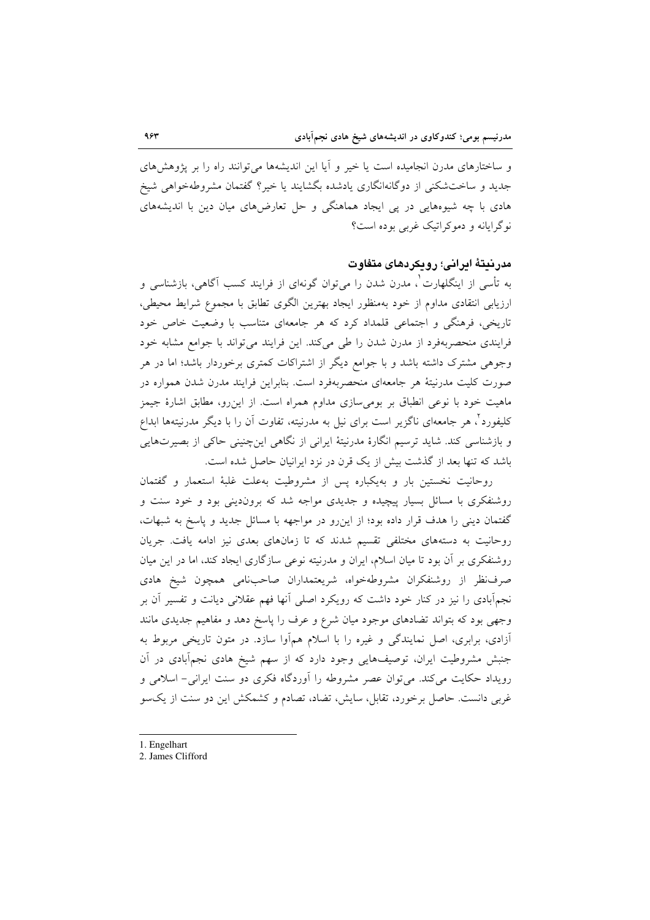و ساختارهای مدرن انجامیده است یا خیر و آیا این اندیشه‌ها می‌توانند راه را بر پژوهش‌های جدید و ساخت‌شکنی از دوگانه‌انگاری یادشده بگشایند یا خیر؟ گفتمان مشروطه‌خواهی شیخ هادی با چه شیوه‌هایی در پی ایجاد هماهنگی و حل تعارض‌های میان دین با اندیشه‌های نوگرایانه و دموکراتیک غربی بوده است؟

## مدرنیتهٔ ایرانی؛ رویکردهای متفاوت

به تأسی از اینگلهارت[1]، مدرن شدن را می‌توان گونه‌ای از فرایند کسب آگاهی، بازشناسی و ارزیابی انتقادی مداوم از خود به‌منظور ایجاد بهترین الگوی تطابق با مجموع شرایط محیطی، تاریخی، فرهنگی و اجتماعی قلمداد کرد که هر جامعه‌ای متناسب با وضعیت خاص خود فرایندی منحصربه‌فرد از مدرن شدن را طی می‌کند. این فرایند می‌تواند با جوامع مشابه خود وجوهی مشترک داشته باشد و با جوامع دیگر از اشتراکات کمتری برخوردار باشد؛ اما در هر صورت کلیت مدرنیتهٔ هر جامعه‌ای منحصربه‌فرد است. بنابراین فرایند مدرن شدن همواره در ماهیت خود با نوعی انطباق بر بومی‌سازی مداوم همراه است. از این‌رو، مطابق اشارهٔ جیمز کلیفورد[2]، هر جامعه‌ای ناگزیر است برای نیل به مدرنیته، تفاوت آن را با دیگر مدرنیته‌ها ابداع و بازشناسی کند. شاید ترسیم انگارهٔ مدرنیتهٔ ایرانی از نگاهی این‌چنینی حاکی از بصیرت‌هایی باشد که تنها بعد از گذشت بیش از یک قرن در نزد ایرانیان حاصل شده است.

روحانیت نخستین بار و به‌یکباره پس از مشروطیت به‌علت غلبهٔ استعمار و گفتمان روشنفکری با مسائل بسیار پیچیده و جدیدی مواجه شد که برون‌دینی بود و خود سنت و گفتمان دینی را هدف قرار داده بود؛ از این‌رو در مواجهه با مسائل جدید و پاسخ به شبهات، روحانیت به دسته‌های مختلفی تقسیم شدند که تا زمان‌های بعدی نیز ادامه یافت. جریان روشنفکری بر آن بود تا میان اسلام، ایران و مدرنیته نوعی سازگاری ایجاد کند، اما در این میان صرف‌نظر از روشنفکران مشروطه‌خواه، شریعتمداران صاحب‌نامی همچون شیخ هادی نجم‌آبادی را نیز در کنار خود داشت که رویکرد اصلی آنها فهم عقلانی دیانت و تفسیر آن بر وجهی بود که بتواند تضادهای موجود میان شرع و عرف را پاسخ دهد و مفاهیم جدیدی مانند آزادی، برابری، اصل نمایندگی و غیره را با اسلام هم‌آوا سازد. در متون تاریخی مربوط به جنبش مشروطیت ایران، توصیف‌هایی وجود دارد که از سهم شیخ هادی نجم‌آبادی در آن رویداد حکایت می‌کند. می‌توان عصر مشروطه را آوردگاه فکری دو سنت ایرانی- اسلامی و غربی دانست. حاصل برخورد، تقابل، سایش، تضاد، تصادم و کشمکش این دو سنت از یک‌سو

---

1. Engelhart
2. James Clifford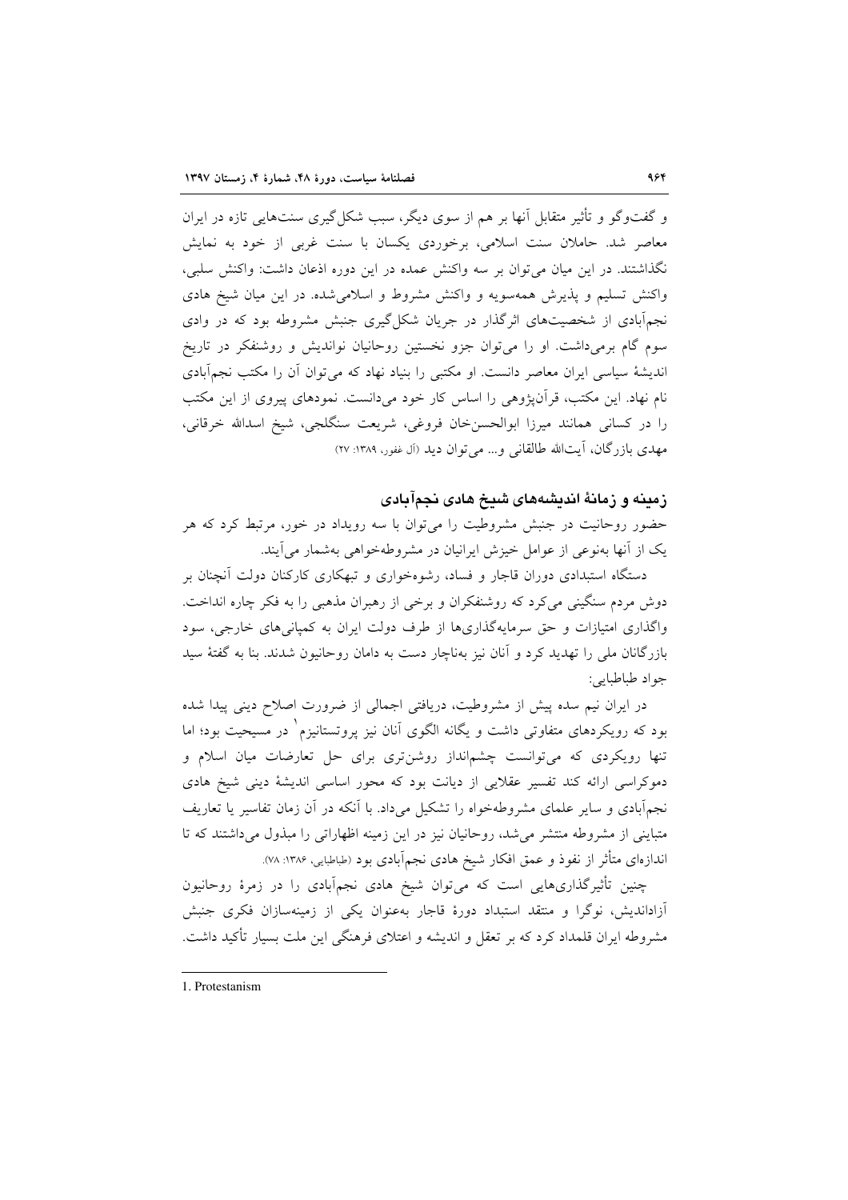و گفت‌وگو و تأثیر متقابل آنها بر هم از سوی دیگر، سبب شکل‌گیری سنت‌هایی تازه در ایران معاصر شد. حاملان سنت اسلامی، برخوردی یکسان با سنت غربی از خود به نمایش نگذاشتند. در این میان می‌توان بر سه واکنش عمده در این دوره اذعان داشت: واکنش سلبی، واکنش تسلیم و پذیرش همه‌سویه و واکنش مشروط و اسلامی‌شده. در این میان شیخ هادی نجم‌آبادی از شخصیت‌های اثرگذار در جریان شکل‌گیری جنبش مشروطه بود که در وادی سوم گام برمی‌داشت. او را می‌توان جزو نخستین روحانیان نواندیش و روشنفکر در تاریخ اندیشهٔ سیاسی ایران معاصر دانست. او مکتبی را بنیاد نهاد که می‌توان آن را مکتب نجم‌آبادی نام نهاد. این مکتب، قرآن‌پژوهی را اساس کار خود می‌دانست. نمودهای پیروی از این مکتب را در کسانی همانند میرزا ابوالحسن‌خان فروغی، شریعت سنگلجی، شیخ اسدالله خرقانی، مهدی بازرگان، آیت‌الله طالقانی و... می‌توان دید (آل غفور، ۱۳۸۹: ۲۷)

## زمینه و زمانهٔ اندیشه‌های شیخ هادی نجم‌آبادی

حضور روحانیت در جنبش مشروطیت را می‌توان با سه رویداد در خور، مرتبط کرد که هر یک از آنها به‌نوعی از عوامل خیزش ایرانیان در مشروطه‌خواهی به‌شمار می‌آیند.

دستگاه استبدادی دوران قاجار و فساد، رشوه‌خواری و تبهکاری کارکنان دولت آنچنان بر دوش مردم سنگینی می‌کرد که روشنفکران و برخی از رهبران مذهبی را به فکر چاره انداخت. واگذاری امتیازات و حق سرمایه‌گذاری‌ها از طرف دولت ایران به کمپانی‌های خارجی، سود بازرگانان ملی را تهدید کرد و آنان نیز به‌ناچار دست به دامان روحانیون شدند. بنا به گفتهٔ سید جواد طباطبایی:

در ایران نیم سده پیش از مشروطیت، دریافتی اجمالی از ضرورت اصلاح دینی پیدا شده بود که رویکردهای متفاوتی داشت و یگانه الگوی آنان نیز پروتستانیزم[1] در مسیحیت بود؛ اما تنها رویکردی که می‌توانست چشم‌انداز روشن‌تری برای حل تعارضات میان اسلام و دموکراسی ارائه کند تفسیر عقلایی از دیانت بود که محور اساسی اندیشهٔ دینی شیخ هادی نجم‌آبادی و سایر علمای مشروطه‌خواه را تشکیل می‌داد. با آنکه در آن زمان تفاسیر یا تعاریف متباینی از مشروطه منتشر می‌شد، روحانیان نیز در این زمینه اظهاراتی را مبذول می‌داشتند که تا اندازه‌ای متأثر از نفوذ و عمق افکار شیخ هادی نجم‌آبادی بود (طباطبایی، ۱۳۸۶: ۷۸).

چنین تأثیرگذاری‌هایی است که می‌توان شیخ هادی نجم‌آبادی را در زمرهٔ روحانیون آزاداندیش، نوگرا و منتقد استبداد دورهٔ قاجار به‌عنوان یکی از زمینه‌سازان فکری جنبش مشروطه ایران قلمداد کرد که بر تعقل و اندیشه و اعتلای فرهنگی این ملت بسیار تأکید داشت.

---

1. Protestanism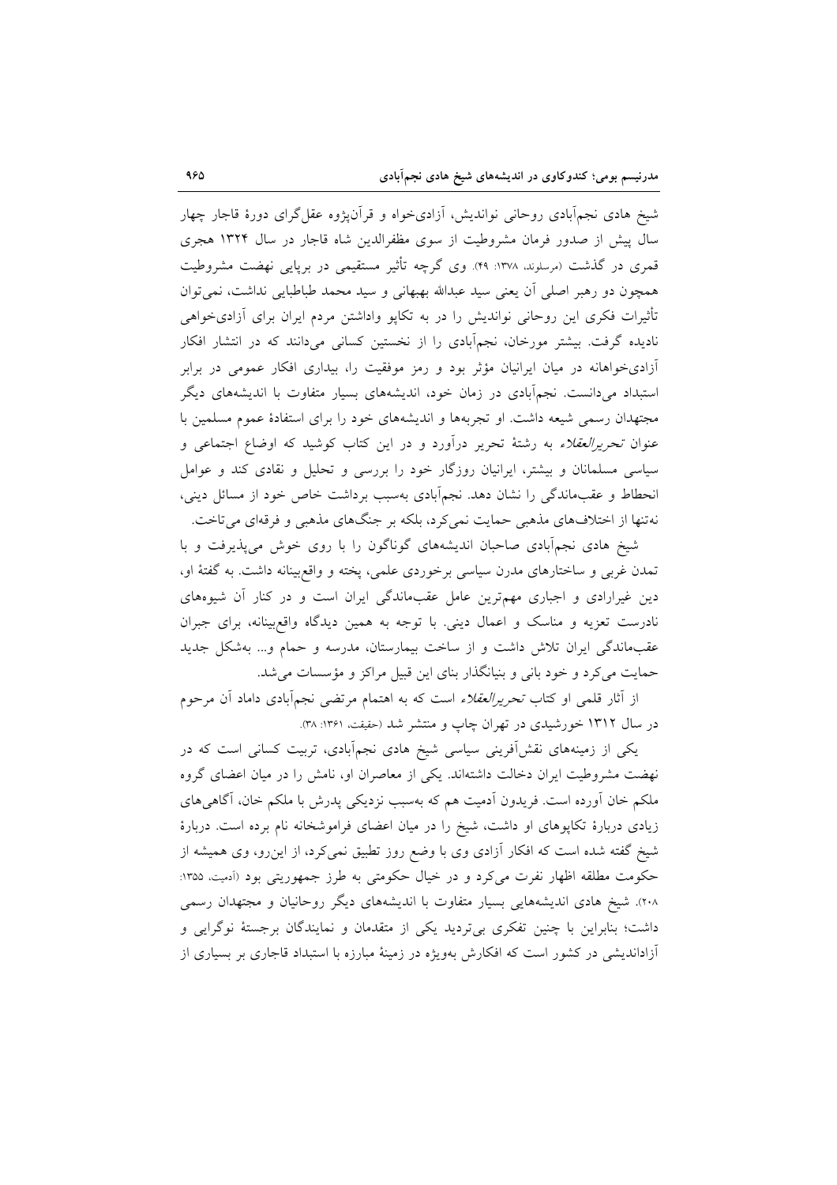شیخ هادی نجم‌آبادی روحانی نواندیش، آزادی‌خواه و قرآن‌پژوه عقل‌گرای دورهٔ قاجار چهار سال پیش از صدور فرمان مشروطیت از سوی مظفرالدین شاه قاجار در سال ۱۳۲۴ هجری قمری در گذشت (مرسلوند، ۱۳۷۸: ۴۹). وی گرچه تأثیر مستقیمی در برپایی نهضت مشروطیت همچون دو رهبر اصلی آن یعنی سید عبدالله بهبهانی و سید محمد طباطبایی نداشت، نمی‌توان تأثیرات فکری این روحانی نواندیش را در به تکاپو واداشتن مردم ایران برای آزادی‌خواهی نادیده گرفت. بیشتر مورخان، نجم‌آبادی را از نخستین کسانی می‌دانند که در انتشار افکار آزادی‌خواهانه در میان ایرانیان مؤثر بود و رمز موفقیت را، بیداری افکار عمومی در برابر استبداد می‌دانست. نجم‌آبادی در زمان خود، اندیشه‌های بسیار متفاوت با اندیشه‌های دیگر مجتهدان رسمی شیعه داشت. او تجربه‌ها و اندیشه‌های خود را برای استفادهٔ عموم مسلمین با عنوان *تحریرالعقلاء* به رشتهٔ تحریر درآورد و در این کتاب کوشید که اوضاع اجتماعی و سیاسی مسلمانان و بیشتر، ایرانیان روزگار خود را بررسی و تحلیل و نقادی کند و عوامل انحطاط و عقب‌ماندگی را نشان دهد. نجم‌آبادی به‌سبب برداشت خاص خود از مسائل دینی، نه‌تنها از اختلاف‌های مذهبی حمایت نمی‌کرد، بلکه بر جنگ‌های مذهبی و فرقه‌ای می‌تاخت.

شیخ هادی نجم‌آبادی صاحبان اندیشه‌های گوناگون را با روی خوش می‌پذیرفت و با تمدن غربی و ساختارهای مدرن سیاسی برخوردی علمی، پخته و واقع‌بینانه داشت. به گفتهٔ او، دین غیرارادی و اجباری مهم‌ترین عامل عقب‌ماندگی ایران است و در کنار آن شیوه‌های نادرست تعزیه و مناسک و اعمال دینی. با توجه به همین دیدگاه واقع‌بینانه، برای جبران عقب‌ماندگی ایران تلاش داشت و از ساخت بیمارستان، مدرسه و حمام و... به‌شکل جدید حمایت می‌کرد و خود بانی و بنیانگذار بنای این قبیل مراکز و مؤسسات می‌شد.

از آثار قلمی او کتاب *تحریرالعقلاء* است که به اهتمام مرتضی نجم‌آبادی داماد آن مرحوم در سال ۱۳۱۲ خورشیدی در تهران چاپ و منتشر شد (حقیقت، ۱۳۶۱: ۳۸).

یکی از زمینه‌های نقش‌آفرینی سیاسی شیخ هادی نجم‌آبادی، تربیت کسانی است که در نهضت مشروطیت ایران دخالت داشته‌اند. یکی از معاصران او، نامش را در میان اعضای گروه ملکم خان آورده است. فریدون آدمیت هم که به‌سبب نزدیکی پدرش با ملکم خان، آگاهی‌های زیادی دربارهٔ تکاپوهای او داشت، شیخ را در میان اعضای فراموشخانه نام برده است. دربارهٔ شیخ گفته شده است که افکار آزادی وی با وضع روز تطبیق نمی‌کرد، از این‌رو، وی همیشه از حکومت مطلقه اظهار نفرت می‌کرد و در خیال حکومتی به طرز جمهوریتی بود (آدمیت، ۱۳۵۵: ۲۰۸). شیخ هادی اندیشه‌هایی بسیار متفاوت با اندیشه‌های دیگر روحانیان و مجتهدان رسمی داشت؛ بنابراین با چنین تفکری بی‌تردید یکی از متقدمان و نمایندگان برجستهٔ نوگرایی و آزاداندیشی در کشور است که افکارش به‌ویژه در زمینهٔ مبارزه با استبداد قاجاری بر بسیاری از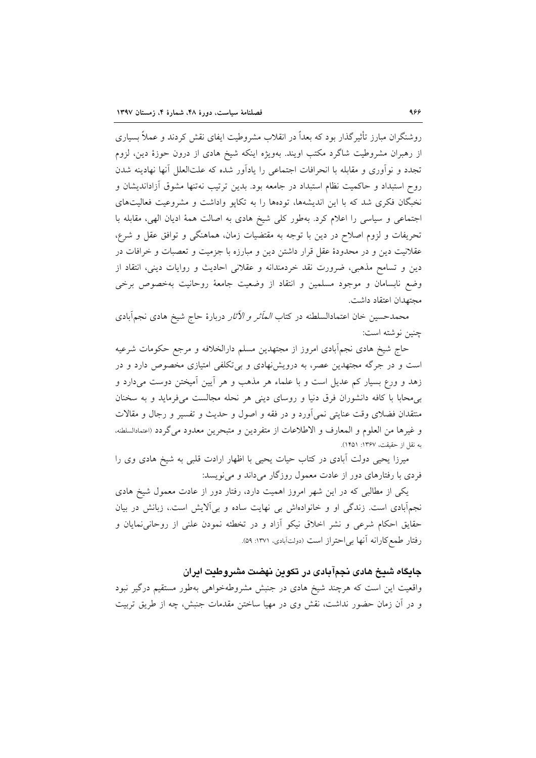روشنگران مبارز تأثیرگذار بود که بعداً در انقلاب مشروطیت ایفای نقش کردند و عملاً بسیاری از رهبران مشروطیت شاگرد مکتب اویند. به‌ویژه اینکه شیخ هادی از درون حوزهٔ دین، لزوم تجدد و نوآوری و مقابله با انحرافات اجتماعی را یادآور شده که علت‌العلل آنها نهادینه شدن روح استبداد و حاکمیت نظام استبداد در جامعه بود. بدین ترتیب نه‌تنها مشوق آزاداندیشان و نخبگان فکری شد که با این اندیشه‌ها، توده‌ها را به تکاپو واداشت و مشروعیت فعالیت‌های اجتماعی و سیاسی را اعلام کرد. به‌طور کلی شیخ هادی به اصالت همهٔ ادیان الهی، مقابله با تحریفات و لزوم اصلاح در دین با توجه به مقتضیات زمان، هماهنگی و توافق عقل و شرع، عقلانیت دین و در محدودهٔ عقل قرار داشتن دین و مبارزه با جزمیت و تعصبات و خرافات در دین و تسامح مذهبی، ضرورت نقد خردمندانه و عقلانی احادیث و روایات دینی، انتقاد از وضع نابسامان و موجود مسلمین و انتقاد از وضعیت جامعهٔ روحانیت به‌خصوص برخی مجتهدان اعتقاد داشت.

محمدحسین خان اعتمادالسلطنه در کتاب *المآثر و الآثار* دربارهٔ حاج شیخ هادی نجم‌آبادی چنین نوشته است:

حاج شیخ هادی نجم‌آبادی امروز از مجتهدین مسلم دارالخلافه و مرجع حکومات شرعیه است و در جرگه مجتهدین عصر، به درویش‌نهادی و بی‌تکلفی امتیازی مخصوص دارد و در زهد و ورع بسیار کم عدیل است و با علماء هر مذهب و هر آیین آمیختن دوست می‌دارد و بی‌محابا با کافه دانشوران فرق دنیا و روسای دینی هر نحله مجالست می‌فرماید و به سخنان منتقدان فضلای وقت عنایتی نمی‌آورد و در فقه و اصول و حدیث و تفسیر و رجال و مقالات و غیرها من العلوم و المعارف و الاطلاعات از متفردین و متبحرین معدود می‌گردد (اعتمادالسلطنه، به نقل از حقیقت، ۱۳۶۷: ۱۴۵۱).

میرزا یحیی دولت آبادی در کتاب حیات یحیی با اظهار ارادت قلبی به شیخ هادی وی را فردی با رفتارهای دور از عادت معمول روزگار می‌داند و می‌نویسد:

یکی از مطالبی که در این شهر امروز اهمیت دارد، رفتار دور از عادت معمول شیخ هادی نجم‌آبادی است. زندگی او و خانواده‌اش بی نهایت ساده و بی‌آلایش است،، زبانش در بیان حقایق احکام شرعی و نشر اخلاق نیکو آزاد و در تخطئه نمودن علنی از روحانی‌نمایان و رفتار طمع‌کارانه آنها بی‌احتراز است (دولت‌آبادی، ۱۳۷۱: ۵۹).

## جایگاه شیخ هادی نجم‌آبادی در تکوین نهضت مشروطیت ایران

واقعیت این است که هرچند شیخ هادی در جنبش مشروطه‌خواهی به‌طور مستقیم درگیر نبود و در آن زمان حضور نداشت، نقش وی در مهیا ساختن مقدمات جنبش، چه از طریق تربیت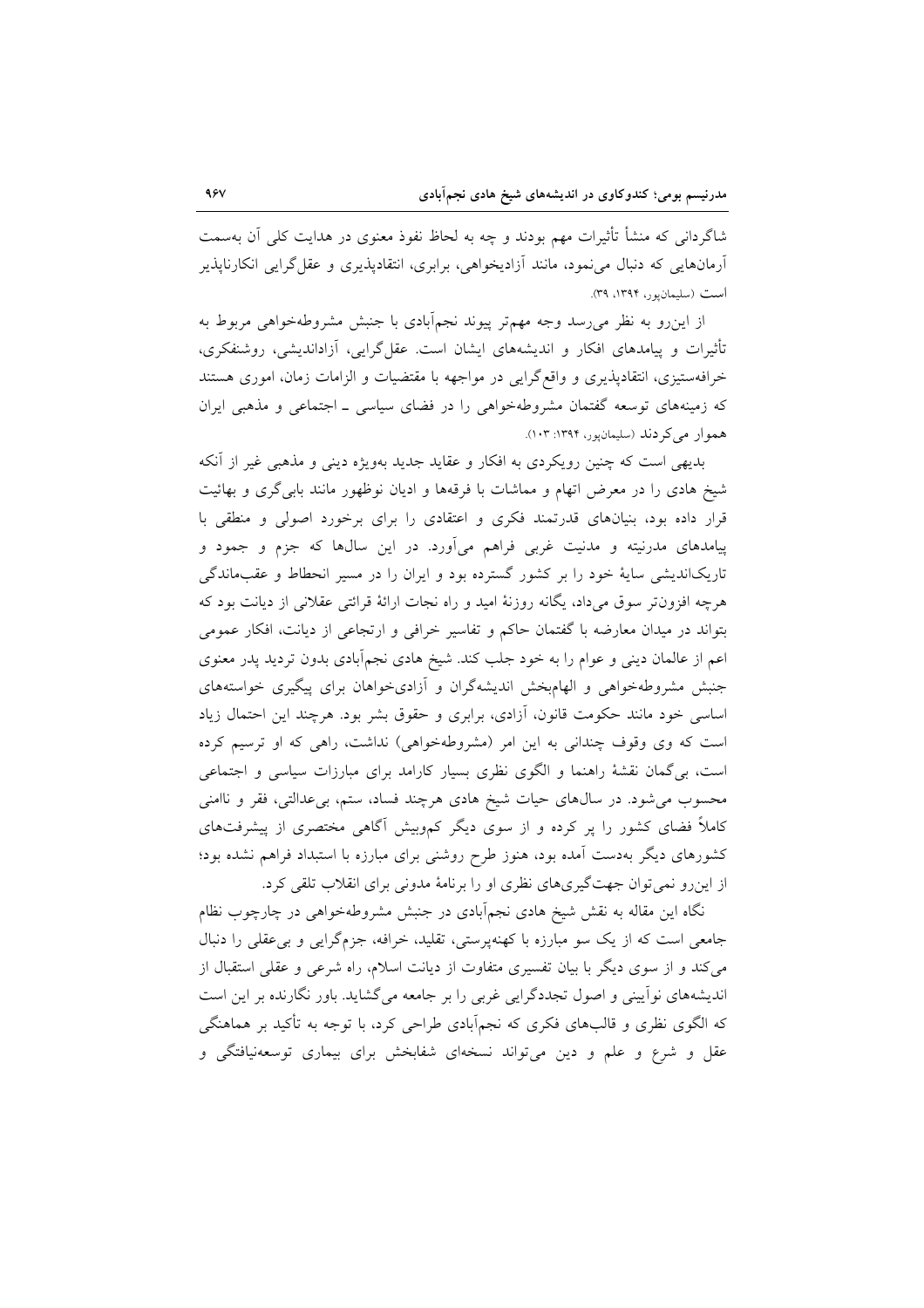شاگردانی که منشأ تأثیرات مهم بودند و چه به لحاظ نفوذ معنوی در هدایت کلی آن به‌سمت آرمان‌هایی که دنبال می‌نمود، مانند آزادیخواهی، برابری، انتقادپذیری و عقل‌گرایی انکارناپذیر است (سلیمان‌پور، ۱۳۹۴، ۳۹).

از این‌رو به نظر می‌رسد وجه مهم‌تر پیوند نجم‌آبادی با جنبش مشروطه‌خواهی مربوط به تأثیرات و پیامدهای افکار و اندیشه‌های ایشان است. عقل‌گرایی، آزاداندیشی، روشنفکری، خرافه‌ستیزی، انتقادپذیری و واقع‌گرایی در مواجهه با مقتضیات و الزامات زمان، اموری هستند که زمینه‌های توسعه گفتمان مشروطه‌خواهی را در فضای سیاسی ـ اجتماعی و مذهبی ایران هموار می‌کردند (سلیمان‌پور، ۱۳۹۴: ۱۰۳).

بدیهی است که چنین رویکردی به افکار و عقاید جدید به‌ویژه دینی و مذهبی غیر از آنکه شیخ هادی را در معرض اتهام و مماشات با فرقه‌ها و ادیان نوظهور مانند بابی‌گری و بهائیت قرار داده بود، بنیان‌های قدرتمند فکری و اعتقادی را برای برخورد اصولی و منطقی با پیامدهای مدرنیته و مدنیت غربی فراهم می‌آورد. در این سال‌ها که جزم و جمود و تاریک‌اندیشی سایهٔ خود را بر کشور گسترده بود و ایران را در مسیر انحطاط و عقب‌ماندگی هرچه افزون‌تر سوق می‌داد، یگانه روزنهٔ امید و راه نجات ارائهٔ قرائتی عقلانی از دیانت بود که بتواند در میدان معارضه با گفتمان حاکم و تفاسیر خرافی و ارتجاعی از دیانت، افکار عمومی اعم از عالمان دینی و عوام را به خود جلب کند. شیخ هادی نجم‌آبادی بدون تردید پدر معنوی جنبش مشروطه‌خواهی و الهام‌بخش اندیشه‌گران و آزادی‌خواهان برای پیگیری خواسته‌های اساسی خود مانند حکومت قانون، آزادی، برابری و حقوق بشر بود. هرچند این احتمال زیاد است که وی وقوف چندانی به این امر (مشروطه‌خواهی) نداشت، راهی که او ترسیم کرده است، بی‌گمان نقشهٔ راهنما و الگوی نظری بسیار کارامد برای مبارزات سیاسی و اجتماعی محسوب می‌شود. در سال‌های حیات شیخ هادی هرچند فساد، ستم، بی‌عدالتی، فقر و ناامنی کاملاً فضای کشور را پر کرده و از سوی دیگر کم‌وبیش آگاهی مختصری از پیشرفت‌های کشورهای دیگر به‌دست آمده بود، هنوز طرح روشنی برای مبارزه با استبداد فراهم نشده بود؛ از این‌رو نمی‌توان جهت‌گیری‌های نظری او را برنامهٔ مدونی برای انقلاب تلقی کرد.

نگاه این مقاله به نقش شیخ هادی نجم‌آبادی در جنبش مشروطه‌خواهی در چارچوب نظام جامعی است که از یک سو مبارزه با کهنه‌پرستی، تقلید، خرافه، جزم‌گرایی و بی‌عقلی را دنبال می‌کند و از سوی دیگر با بیان تفسیری متفاوت از دیانت اسلام، راه شرعی و عقلی استقبال از اندیشه‌های نوآیینی و اصول تجددگرایی غربی را بر جامعه می‌گشاید. باور نگارنده بر این است که الگوی نظری و قالب‌های فکری که نجم‌آبادی طراحی کرد، با توجه به تأکید بر هماهنگی عقل و شرع و علم و دین می‌تواند نسخه‌ای شفابخش برای بیماری توسعه‌نیافتگی و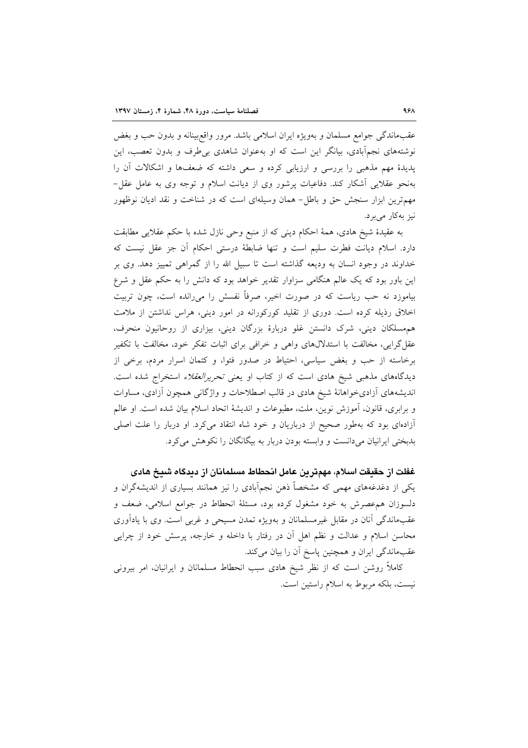عقب‌ماندگی جوامع مسلمان و به‌ویژه ایران اسلامی باشد. مرور واقع‌بینانه و بدون حب و بغض نوشته‌های نجم‌آبادی، بیانگر این است که او به‌عنوان شاهدی بی‌طرف و بدون تعصب، این پدیدهٔ مهم مذهبی را بررسی و ارزیابی کرده و سعی داشته که ضعف‌ها و اشکالات آن را به‌نحو عقلایی آشکار کند. دفاعیات پرشور وی از دیانت اسلام و توجه وی به عامل عقل- مهم‌ترین ابزار سنجش حق و باطل- همان وسیله‌ای است که در شناخت و نقد ادیان نوظهور نیز به‌کار می‌برد.

به عقیدهٔ شیخ هادی، همهٔ احکام دینی که از منبع وحی نازل شده با حکم عقلایی مطابقت دارد. اسلام دیانت فطرت سلیم است و تنها ضابطهٔ درستی احکام آن جز عقل نیست که خداوند در وجود انسان به ودیعه گذاشته است تا سبیل الله را از گمراهی تمیز دهد. وی بر این باور بود که یک عالم هنگامی سزاوار تقدیر خواهد بود که دانش را به حکم عقل و شرع بیاموزد نه حب ریاست که در صورت اخیر، صرفاً نفسش را می‌رانده است، چون تربیت اخلاق رذیله کرده است. دوری از تقلید کورکورانه در امور دینی، هراس نداشتن از ملامت هم‌مسلکان دینی، شرک دانستن غلو دربارهٔ بزرگان دینی، بیزاری از روحانیون منحرف، عقل‌گرایی، مخالفت با استدلال‌های واهی و خرافی برای اثبات تفکر خود، مخالفت با تکفیر برخاسته از حب و بغض سیاسی، احتیاط در صدور فتوا، و کتمان اسرار مردم، برخی از دیدگاه‌های مذهبی شیخ هادی است که از کتاب او یعنی *تحریرالعقلاء* استخراج شده است. اندیشه‌های آزادی‌خواهانهٔ شیخ هادی در قالب اصطلاحات و واژگانی همچون آزادی، مساوات و برابری، قانون، آموزش نوین، ملت، مطبوعات و اندیشهٔ اتحاد اسلام بیان شده است. او عالم آزاده‌ای بود که به‌طور صحیح از درباریان و خود شاه انتقاد می‌کرد. او دربار را علت اصلی بدبختی ایرانیان می‌دانست و وابسته بودن دربار به بیگانگان را نکوهش می‌کرد.

### غفلت از حقیقت اسلام، مهمترین عامل انحطاط مسلمانان از دیدگاه شیخ هادی

یکی از دغدغه‌های مهمی که مشخصاً ذهن نجم‌آبادی را نیز همانند بسیاری از اندیشه‌گران و دلسوزان هم‌عصرش به خود مشغول کرده بود، مسئلهٔ انحطاط در جوامع اسلامی، ضعف و عقب‌ماندگی آنان در مقابل غیرمسلمانان و به‌ویژه تمدن مسیحی و غربی است. وی با یادآوری محاسن اسلام و عدالت و نظم اهل آن در رفتار با داخله و خارجه، پرسش خود از چرایی عقب‌ماندگی ایران و همچنین پاسخ آن را بیان می‌کند.

کاملاً روشن است که از نظر شیخ هادی سبب انحطاط مسلمانان و ایرانیان، امر بیرونی نیست، بلکه مربوط به اسلام راستین است.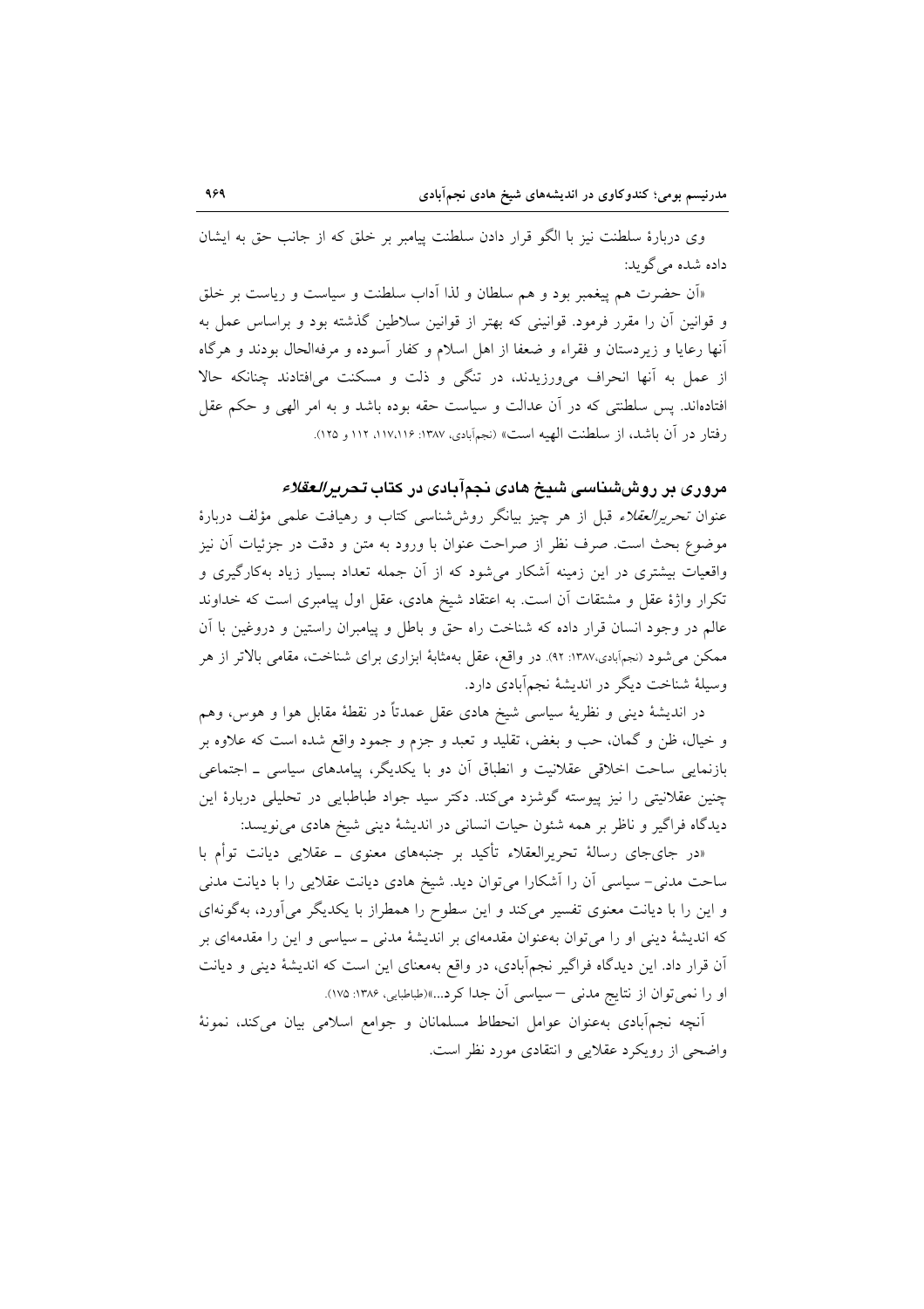وی دربارۀ سلطنت نیز با الگو قرار دادن سلطنت پیامبر بر خلق که از جانب حق به ایشان داده شده می‌گوید:

«آن حضرت هم پیغمبر بود و هم سلطان و لذا آداب سلطنت و سیاست و ریاست بر خلق و قوانین آن را مقرر فرمود. قوانینی که بهتر از قوانین سلاطین گذشته بود و براساس عمل به آنها رعایا و زیردستان و فقراء و ضعفا از اهل اسلام و کفار آسوده و مرفه‌الحال بودند و هرگاه از عمل به آنها انحراف می‌ورزیدند، در تنگی و ذلت و مسکنت می‌افتادند چنانکه حالا افتاده‌اند. پس سلطنتی که در آن عدالت و سیاست حقه بوده باشد و به امر الهی و حکم عقل رفتار در آن باشد، از سلطنت الهیه است» (نجم‌آبادی، ۱۳۸۷: ۱۱۶،۱۱۷، ۱۱۲ و ۱۲۵).

## مروری بر روش‌شناسی شیخ هادی نجم‌آبادی در کتاب *تحریرالعقلاء*

عنوان *تحریرالعقلاء* قبل از هر چیز بیانگر روش‌شناسی کتاب و رهیافت علمی مؤلف دربارۀ موضوع بحث است. صرف نظر از صراحت عنوان با ورود به متن و دقت در جزئیات آن نیز واقعیات بیشتری در این زمینه آشکار می‌شود که از آن جمله تعداد بسیار زیاد به‌کارگیری و تکرار واژۀ عقل و مشتقات آن است. به اعتقاد شیخ هادی، عقل اول پیامبری است که خداوند عالم در وجود انسان قرار داده که شناخت راه حق و باطل و پیامبران راستین و دروغین با آن ممکن می‌شود (نجم‌آبادی،۱۳۸۷: ۹۲). در واقع، عقل به‌مثابۀ ابزاری برای شناخت، مقامی بالاتر از هر وسیلۀ شناخت دیگر در اندیشۀ نجم‌آبادی دارد.

در اندیشۀ دینی و نظریۀ سیاسی شیخ هادی عقل عمدتاً در نقطۀ مقابل هوا و هوس، وهم و خیال، ظن و گمان، حب و بغض، تقلید و تعبد و جزم و جمود واقع شده است که علاوه بر بازنمایی ساحت اخلاقی عقلانیت و انطباق آن دو با یکدیگر، پیامدهای سیاسی ـ اجتماعی چنین عقلانیتی را نیز پیوسته گوشزد می‌کند. دکتر سید جواد طباطبایی در تحلیلی دربارۀ این دیدگاه فراگیر و ناظر بر همه شئون حیات انسانی در اندیشۀ دینی شیخ هادی می‌نویسد:

«در جای‌جای رسالۀ تحریرالعقلاء تأکید بر جنبه‌های معنوی ـ عقلایی دیانت توأم با ساحت مدنی- سیاسی آن را آشکارا می‌توان دید. شیخ هادی دیانت عقلایی را با دیانت مدنی و این را با دیانت معنوی تفسیر می‌کند و این سطوح را همطراز با یکدیگر می‌آورد، به‌گونه‌ای که اندیشۀ دینی او را می‌توان به‌عنوان مقدمه‌ای بر اندیشۀ مدنی ـ سیاسی و این را مقدمه‌ای بر آن قرار داد. این دیدگاه فراگیر نجم‌آبادی، در واقع به‌معنای این است که اندیشۀ دینی و دیانت او را نمی‌توان از نتایج مدنی – سیاسی آن جدا کرد...»(طباطبایی، ۱۳۸۶: ۱۷۵).

آنچه نجم‌آبادی به‌عنوان عوامل انحطاط مسلمانان و جوامع اسلامی بیان می‌کند، نمونۀ واضحی از رویکرد عقلایی و انتقادی مورد نظر است.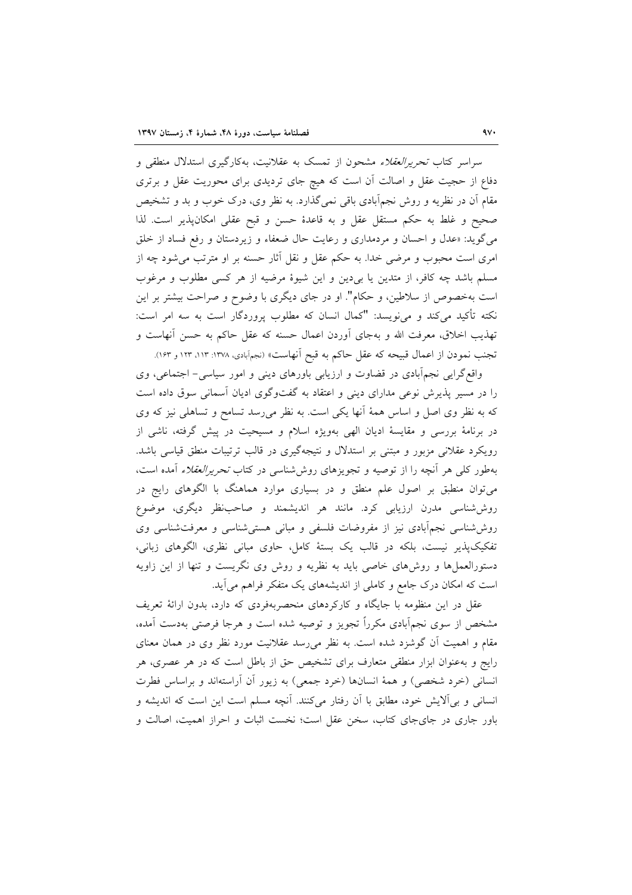سراسر کتاب *تحریرالعقلاء* مشحون از تمسک به عقلانیت، به‌کارگیری استدلال منطقی و دفاع از حجیت عقل و اصالت آن است که هیچ جای تردیدی برای محوریت عقل و برتری مقام آن در نظریه و روش نجم‌آبادی باقی نمی‌گذارد. به نظر وی، درک خوب و بد و تشخیص صحیح و غلط به حکم مستقل عقل و به قاعدهٔ حسن و قبح عقلی امکان‌پذیر است. لذا می‌گوید: «عدل و احسان و مردمداری و رعایت حال ضعفاء و زیردستان و رفع فساد از خلق امری است محبوب و مرضی خدا. به حکم عقل و نقل آثار حسنه بر او مترتب می‌شود چه از مسلم باشد چه کافر، از متدین یا بی‌دین و این شیوهٔ مرضیه از هر کسی مطلوب و مرغوب است به‌خصوص از سلاطین، و حکام". او در جای دیگری با وضوح و صراحت بیشتر بر این نکته تأکید می‌کند و می‌نویسد: "کمال انسان که مطلوب پروردگار است به سه امر است: تهذیب اخلاق، معرفت الله و به‌جای آوردن اعمال حسنه که عقل حاکم به حسن آنهاست و تجنب نمودن از اعمال قبیحه که عقل حاکم به قبح آنهاست» (نجم‌آبادی، ۱۳۷۸: ۱۱۳، ۱۲۳ و ۱۶۳).

واقع‌گرایی نجم‌آبادی در قضاوت و ارزیابی باورهای دینی و امور سیاسی- اجتماعی، وی را در مسیر پذیرش نوعی مدارای دینی و اعتقاد به گفت‌وگوی ادیان آسمانی سوق داده است که به نظر وی اصل و اساس همهٔ آنها یکی است. به نظر می‌رسد تسامح و تساهلی نیز که وی در برنامهٔ بررسی و مقایسهٔ ادیان الهی بەویژه اسلام و مسیحیت در پیش گرفته، ناشی از رویکرد عقلانی مزبور و مبتنی بر استدلال و نتیجه‌گیری در قالب ترتیبات منطق قیاسی باشد. به‌طور کلی هر آنچه را از توصیه و تجویزهای روش‌شناسی در کتاب *تحریرالعقلاء* آمده است، می‌توان منطبق بر اصول علم منطق و در بسیاری موارد هماهنگ با الگوهای رایج در روش‌شناسی مدرن ارزیابی کرد. مانند هر اندیشمند و صاحب‌نظر دیگری، موضوع روش‌شناسی نجم‌آبادی نیز از مفروضات فلسفی و مبانی هستی‌شناسی و معرفت‌شناسی وی تفکیک‌پذیر نیست، بلکه در قالب یک بستهٔ کامل، حاوی مبانی نظری، الگوهای زبانی، دستورالعمل‌ها و روش‌های خاصی باید به نظریه و روش وی نگریست و تنها از این زاویه است که امکان درک جامع و کاملی از اندیشه‌های یک متفکر فراهم می‌آید.

عقل در این منظومه با جایگاه و کارکردهای منحصربه‌فردی که دارد، بدون ارائهٔ تعریف مشخص از سوی نجم‌آبادی مکرراً تجویز و توصیه شده است و هرجا فرصتی به‌دست آمده، مقام و اهمیت آن گوشزد شده است. به نظر می‌رسد عقلانیت مورد نظر وی در همان معنای رایج و به‌عنوان ابزار منطقی متعارف برای تشخیص حق از باطل است که در هر عصری، هر انسانی (خرد شخصی) و همهٔ انسان‌ها (خرد جمعی) به زیور آن آراسته‌اند و براساس فطرت انسانی و بی‌آلایش خود، مطابق با آن رفتار می‌کنند. آنچه مسلم است این است که اندیشه و باور جاری در جای‌جای کتاب، سخن عقل است؛ نخست اثبات و احراز اهمیت، اصالت و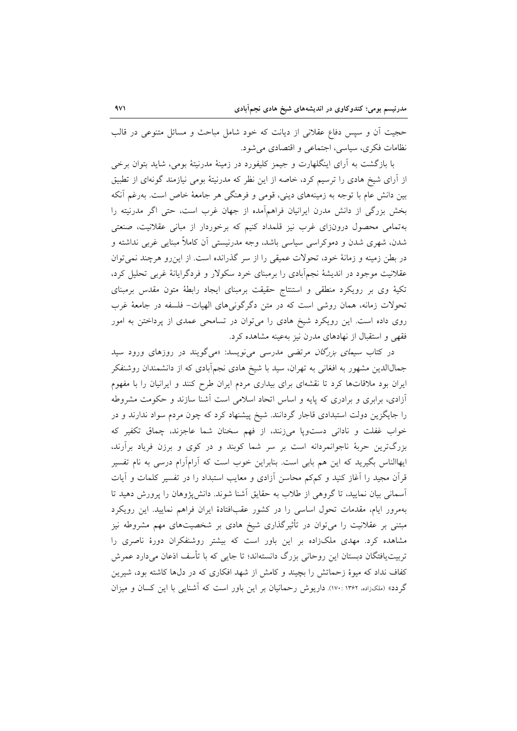حجیت آن و سپس دفاع عقلانی از دیانت که خود شامل مباحث و مسائل متنوعی در قالب نظامات فکری، سیاسی، اجتماعی و اقتصادی می‌شود.

با بازگشت به آرای اینگلهارت و جیمز کلیفورد در زمینهٔ مدرنیتهٔ بومی، شاید بتوان برخی از آرای شیخ هادی را ترسیم کرد، خاصه از این نظر که مدرنیتهٔ بومی نیازمند گونه‌ای از تطبیق بین دانش عام با توجه به زمینه‌های دینی، قومی و فرهنگی هر جامعهٔ خاص است. به‌رغم آنکه بخش بزرگی از دانش مدرن ایرانیان فراهم‌آمده از جهان غرب است، حتی اگر مدرنیته را به‌تمامی محصول درون‌زای غرب نیز قلمداد کنیم که برخوردار از مبانی عقلانیت، صنعتی شدن، شهری شدن و دموکراسی سیاسی باشد، وجه مدرنیستی آن کاملاً مبنایی غربی نداشته و در بطن زمینه و زمانهٔ خود، تحولات عمیقی را از سر گذرانده است. از این‌رو هرچند نمی‌توان عقلانیت موجود در اندیشهٔ نجم‌آبادی را برمبنای خرد سکولار و فردگرایانهٔ غربی تحلیل کرد، تکیهٔ وی بر رویکرد منطقی و استنتاج حقیقت برمبنای ایجاد رابطهٔ متون مقدس برمبنای تحولات زمانه، همان روشی است که در متن دگرگونی‌های الهیات- فلسفه در جامعهٔ غرب روی داده است. این رویکرد شیخ هادی را می‌توان در تسامحی عمدی از پرداختن به امور فقهی و استقبال از نهادهای مدرن نیز به‌عینه مشاهده کرد.

در کتاب *سیمای بزرگان* مرتضی مدرسی می‌نویسد: «می‌گویند در روزهای ورود سید جمال‌الدین مشهور به افغانی به تهران، سید با شیخ هادی نجم‌آبادی که از دانشمندان روشنفکر ایران بود ملاقات‌ها کرد تا نقشه‌ای برای بیداری مردم ایران طرح کنند و ایرانیان را با مفهوم آزادی، برابری و برادری که پایه و اساس اتحاد اسلامی است آشنا سازند و حکومت مشروطه را جایگزین دولت استبدادی قاجار گردانند. شیخ پیشنهاد کرد که چون مردم سواد ندارند و در خواب غفلت و نادانی دست‌وپا می‌زنند، از فهم سخنان شما عاجزند، چماق تکفیر که بزرگ‌ترین حربهٔ ناجوانمردانه است بر سر شما کوبند و در کوی و برزن فریاد برآرند، ایهاالناس بگیرید که این هم بابی است. بنابراین خوب است که آرام‌آرام درسی به نام تفسیر قرآن مجید را آغاز کنید و کم‌کم محاسن آزادی و معایب استبداد را در تفسیر کلمات و آیات آسمانی بیان نمایید، تا گروهی از طلاب به حقایق آشنا شوند. دانش‌پژوهان را پرورش دهید تا به‌مرور ایام، مقدمات تحول اساسی را در کشور عقب‌افتادهٔ ایران فراهم نمایید. این رویکرد مبتنی بر عقلانیت را می‌توان در تأثیرگذاری شیخ هادی بر شخصیت‌های مهم مشروطه نیز مشاهده کرد. مهدی ملک‌زاده بر این باور است که بیشتر روشنفکران دورهٔ ناصری را تربیت‌یافتگان دبستان این روحانی بزرگ دانسته‌اند؛ تا جایی که با تأسف اذعان می‌دارد عمرش کفاف نداد که میوهٔ زحماتش را بچیند و کامش از شهد افکاری که در دل‌ها کاشته بود، شیرین گردد» (ملک‌زاده، ۱۳۶۲: ۱۷۰). داریوش رحمانیان بر این باور است که آشنایی با این کسان و میزان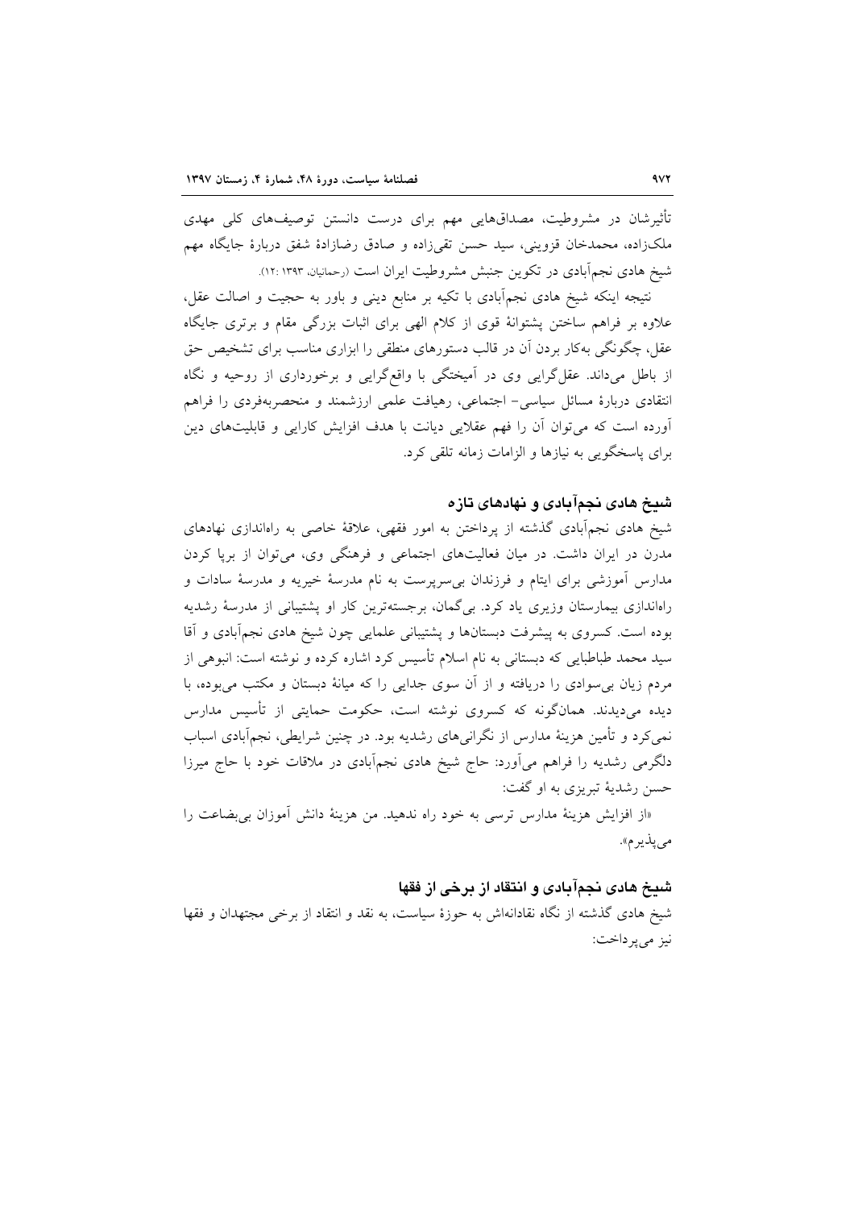تأثیرشان در مشروطیت، مصداق‌هایی مهم برای درست دانستن توصیف‌های کلی مهدی ملک‌زاده، محمدخان قزوینی، سید حسن تقی‌زاده و صادق رضازادهٔ شفق دربارهٔ جایگاه مهم شیخ هادی نجم‌آبادی در تکوین جنبش مشروطیت ایران است (رحمانیان، ۱۳۹۳ :۱۲).

نتیجه اینکه شیخ هادی نجم‌آبادی با تکیه بر منابع دینی و باور به حجیت و اصالت عقل، علاوه بر فراهم ساختن پشتوانهٔ قوی از کلام الهی برای اثبات بزرگی مقام و برتری جایگاه عقل، چگونگی به‌کار بردن آن در قالب دستورهای منطقی را ابزاری مناسب برای تشخیص حق از باطل می‌داند. عقل‌گرایی وی در آمیختگی با واقع‌گرایی و برخورداری از روحیه و نگاه انتقادی دربارهٔ مسائل سیاسی- اجتماعی، رهیافت علمی ارزشمند و منحصربه‌فردی را فراهم آورده است که می‌توان آن را فهم عقلایی دیانت با هدف افزایش کارایی و قابلیت‌های دین برای پاسخگویی به نیازها و الزامات زمانه تلقی کرد.

## شیخ هادی نجم‌آبادی و نهادهای تازه

شیخ هادی نجم‌آبادی گذشته از پرداختن به امور فقهی، علاقهٔ خاصی به راه‌اندازی نهادهای مدرن در ایران داشت. در میان فعالیت‌های اجتماعی و فرهنگی وی، می‌توان از برپا کردن مدارس آموزشی برای ایتام و فرزندان بی‌سرپرست به نام مدرسهٔ خیریه و مدرسهٔ سادات و راه‌اندازی بیمارستان وزیری یاد کرد. بی‌گمان، برجسته‌ترین کار او پشتیبانی از مدرسهٔ رشدیه بوده است. کسروی به پیشرفت دبستان‌ها و پشتیبانی علمایی چون شیخ هادی نجم‌آبادی و آقا سید محمد طباطبایی که دبستانی به نام اسلام تأسیس کرد اشاره کرده و نوشته است: انبوهی از مردم زیان بی‌سوادی را دریافته و از آن سوی جدایی را که میانهٔ دبستان و مکتب می‌بوده، با دیده می‌دیدند. همان‌گونه که کسروی نوشته است، حکومت حمایتی از تأسیس مدارس نمی‌کرد و تأمین هزینهٔ مدارس از نگرانی‌های رشدیه بود. در چنین شرایطی، نجم‌آبادی اسباب دلگرمی رشدیه را فراهم می‌آورد: حاج شیخ هادی نجم‌آبادی در ملاقات خود با حاج میرزا حسن رشدیهٔ تبریزی به او گفت:

«از افزایش هزینهٔ مدارس ترسی به خود راه ندهید. من هزینهٔ دانش آموزان بی‌بضاعت را می‌پذیرم».

## شیخ هادی نجم‌آبادی و انتقاد از برخی از فقها

شیخ هادی گذشته از نگاه نقادانه‌اش به حوزهٔ سیاست، به نقد و انتقاد از برخی مجتهدان و فقها نیز می‌پرداخت: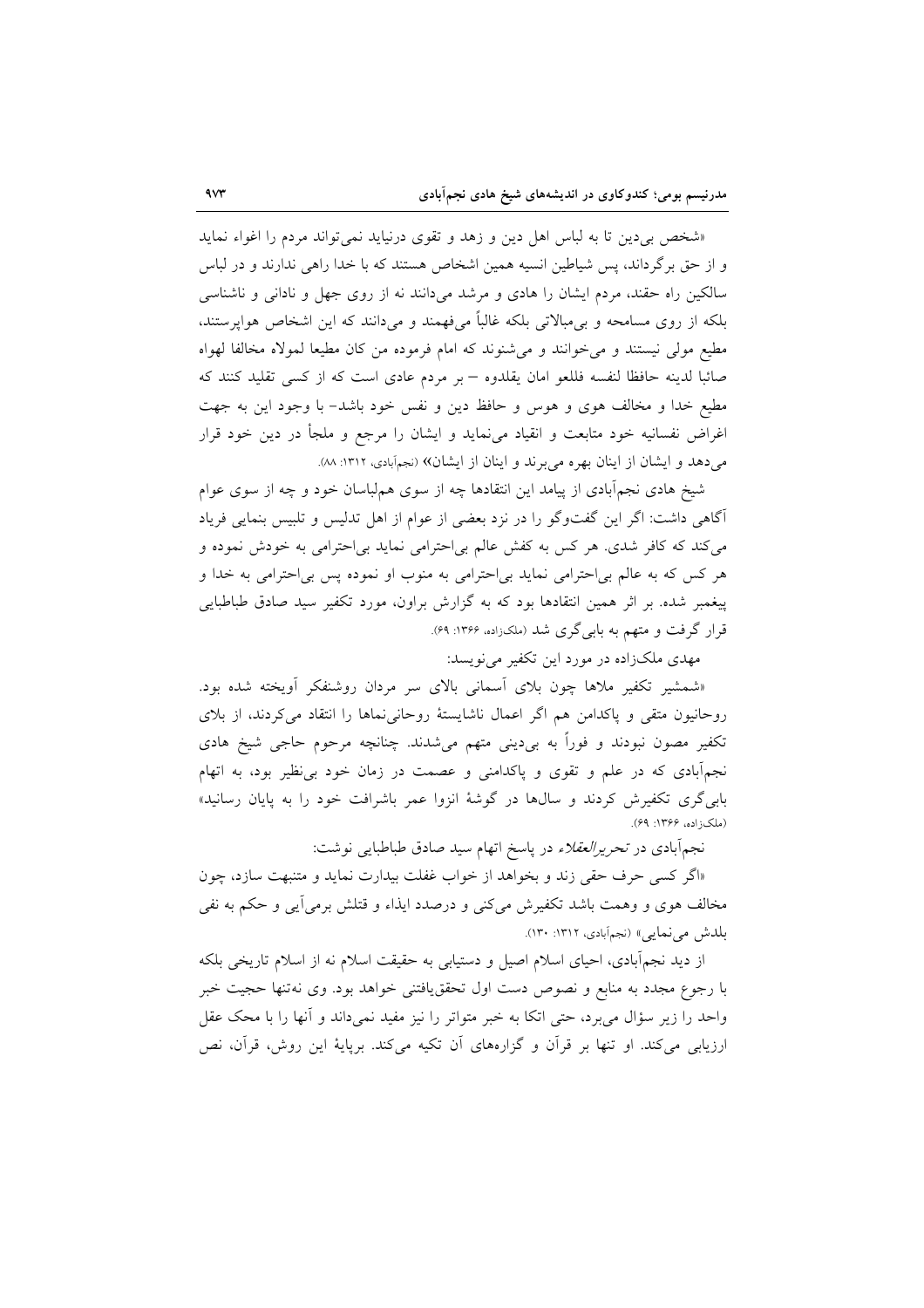«شخص بی‌دین تا به لباس اهل دین و زهد و تقوی درنیاید نمی‌تواند مردم را اغواء نماید و از حق برگرداند، پس شیاطین انسیه همین اشخاص هستند که با خدا راهی ندارند و در لباس سالکین راه حقند، مردم ایشان را هادی و مرشد می‌دانند نه از روی جهل و نادانی و ناشناسی بلکه از روی مسامحه و بی‌مبالاتی بلکه غالباً می‌فهمند و می‌دانند که این اشخاص هواپرستند، مطیع مولی نیستند و می‌خوانند و می‌شنوند که امام فرموده من کان مطیعا لمولاه مخالفا لهواه صائنا لدینه حافظا لنفسه فللعو امان یقلدوه – بر مردم عادی است که از کسی تقلید کنند که مطیع خدا و مخالف هوی و هوس و حافظ دین و نفس خود باشد- با وجود این به جهت اغراض نفسانیه خود متابعت و انقیاد می‌نماید و ایشان را مرجع و ملجأ در دین خود قرار می‌دهد و ایشان از اینان بهره می‌برند و اینان از ایشان» (نجم‌آبادی، ۱۳۱۲: ۸۸).

شیخ هادی نجم‌آبادی از پیامد این انتقادها چه از سوی هم‌لباسان خود و چه از سوی عوام آگاهی داشت: اگر این گفت‌وگو را در نزد بعضی از عوام از اهل تدلیس و تلبیس بنمایی فریاد می‌کند که کافر شدی. هر کس به کفش عالم بی‌احترامی نماید بی‌احترامی به خودش نموده و هر کس که به عالم بی‌احترامی نماید بی‌احترامی به منوب او نموده پس بی‌احترامی به خدا و پیغمبر شده. بر اثر همین انتقادها بود که به گزارش براون، مورد تکفیر سید صادق طباطبایی قرار گرفت و متهم به بابی‌گری شد (ملک‌زاده، ۱۳۶۶: ۶۹).

مهدی ملک‌زاده در مورد این تکفیر می‌نویسد:

«شمشیر تکفیر ملاها چون بلای آسمانی بالای سر مردان روشنفکر آویخته شده بود. روحانیون متقی و پاکدامن هم اگر اعمال ناشایستهٔ روحانی‌نماها را انتقاد می‌کردند، از بلای تکفیر مصون نبودند و فوراً به بی‌دینی متهم می‌شدند. چنانچه مرحوم حاجی شیخ هادی نجم‌آبادی که در علم و تقوی و پاکدامنی و عصمت در زمان خود بی‌نظیر بود، به اتهام بابی‌گری تکفیرش کردند و سال‌ها در گوشهٔ انزوا عمر باشرافت خود را به پایان رسانید» (ملک‌زاده، ۱۳۶۶: ۶۹).

نجم‌آبادی در *تحریرالعقلاء* در پاسخ اتهام سید صادق طباطبایی نوشت:

«اگر کسی حرف حقی زند و بخواهد از خواب غفلت بیدارت نماید و متنبهت سازد، چون مخالف هوی و وهمت باشد تکفیرش می‌کنی و درصدد ایذاء و قتلش برمی‌آیی و حکم به نفی بلدش می‌نمایی» (نجم‌آبادی، ۱۳۱۲: ۱۳۰).

از دید نجم‌آبادی، احیای اسلام اصیل و دستیابی به حقیقت اسلام نه از اسلام تاریخی بلکه با رجوع مجدد به منابع و نصوص دست اول تحقق‌یافتنی خواهد بود. وی نه‌تنها حجیت خبر واحد را زیر سؤال می‌برد، حتی اتکا به خبر متواتر را نیز مفید نمی‌داند و آنها را با محک عقل ارزیابی می‌کند. او تنها بر قرآن و گزاره‌های آن تکیه می‌کند. برپایهٔ این روش، قرآن، نص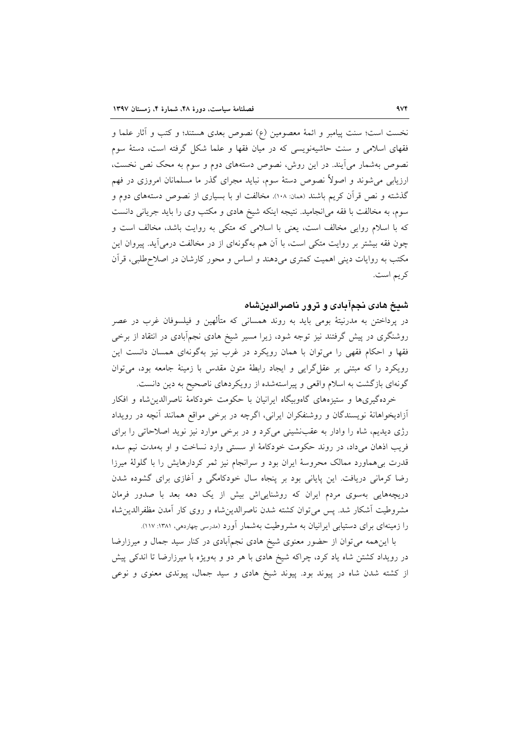نخست است؛ سنت پیامبر و ائمهٔ معصومین (ع) نصوص بعدی هستند؛ و کتب و آثار علما و فقهای اسلامی و سنت حاشیه‌نویسی که در میان فقها و علما شکل گرفته است، دستهٔ سوم نصوص به‌شمار می‌آیند. در این روش، نصوص دسته‌های دوم و سوم به محک نص نخست، ارزیابی می‌شوند و اصولاً نصوص دستهٔ سوم، نباید مجرای گذر ما مسلمانان امروزی در فهم گذشته و نص قرآن کریم باشند (همان: ۱۰۸). مخالفت او با بسیاری از نصوص دسته‌های دوم و سوم، به مخالفت با فقه می‌انجامید. نتیجه اینکه شیخ هادی و مکتب وی را باید جریانی دانست که با اسلام روایی مخالف است، یعنی با اسلامی که متکی به روایت باشد، مخالف است و چون فقه بیشتر بر روایت متکی است، با آن هم به‌گونه‌ای از در مخالفت درمی‌آید. پیروان این مکتب به روایات دینی اهمیت کمتری می‌دهند و اساس و محور کارشان در اصلاح‌طلبی، قرآن کریم است.

## شیخ هادی نجم‌آبادی و ترور ناصرالدین‌شاه

در پرداختن به مدرنیتهٔ بومی باید به روند همسانی که متألهین و فیلسوفان غرب در عصر روشنگری در پیش گرفتند نیز توجه شود، زیرا مسیر شیخ هادی نجم‌آبادی در انتقاد از برخی فقها و احکام فقهی را می‌توان با همان رویکرد در غرب نیز به‌گونه‌ای همسان دانست این رویکرد را که مبتنی بر عقل‌گرایی و ایجاد رابطهٔ متون مقدس با زمینهٔ جامعه بود، می‌توان گونه‌ای بازگشت به اسلام واقعی و پیراسته‌شده از رویکردهای ناصحیح به دین دانست.

خرده‌گیری‌ها و ستیزه‌های گاه‌وبیگاه ایرانیان با حکومت خودکامهٔ ناصرالدین‌شاه و افکار آزادیخواهانهٔ نویسندگان و روشنفکران ایرانی، اگرچه در برخی مواقع همانند آنچه در رویداد رژی دیدیم، شاه را وادار به عقب‌نشینی می‌کرد و در برخی موارد نیز نوید اصلاحاتی را برای فریب اذهان می‌داد، در روند حکومت خودکامهٔ او سستی وارد نساخت و او به‌مدت نیم سده قدرت بی‌هماورد ممالک محروسهٔ ایران بود و سرانجام نیز ثمر کردارهایش را با گلولهٔ میرزا رضا کرمانی دریافت. این پایانی بود بر پنجاه سال خودکامگی و آغازی برای گشوده شدن دریچه‌هایی به‌سوی مردم ایران که روشنایی‌اش بیش از یک دهه بعد با صدور فرمان مشروطیت آشکار شد. پس می‌توان کشته شدن ناصرالدین‌شاه و روی کار آمدن مظفرالدین‌شاه را زمینه‌ای برای دستیابی ایرانیان به مشروطیت به‌شمار آورد (مدرسی چهاردهی، ۱۳۸۱: ۱۱۷).

با این‌همه می‌توان از حضور معنوی شیخ هادی نجم‌آبادی در کنار سید جمال و میرزارضا در رویداد کشتن شاه یاد کرد، چراکه شیخ هادی با هر دو و به‌ویژه با میرزارضا تا اندکی پیش از کشته شدن شاه در پیوند بود. پیوند شیخ هادی و سید جمال، پیوندی معنوی و نوعی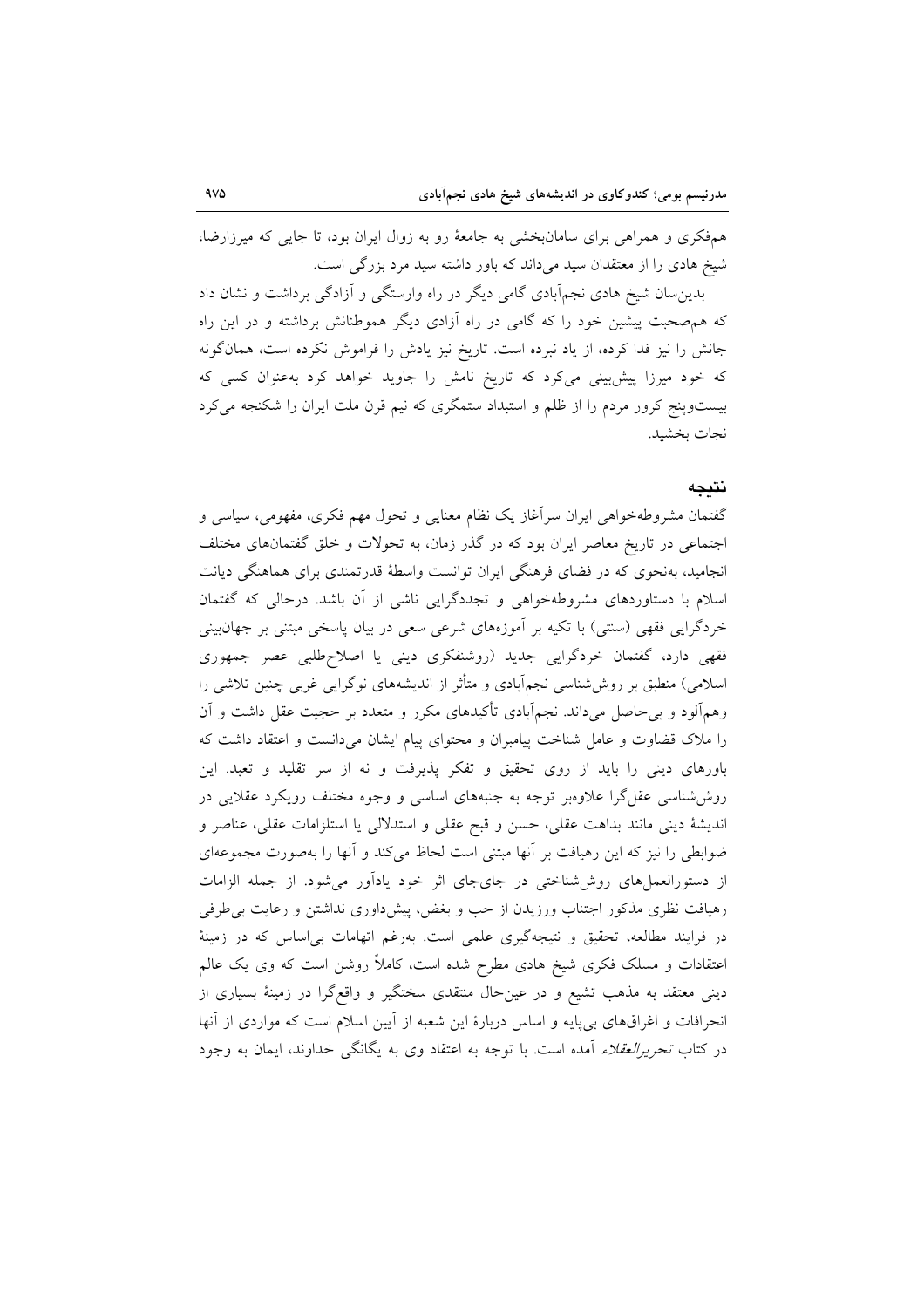هم‌فکری و همراهی برای سامان‌بخشی به جامعهٔ رو به زوال ایران بود، تا جایی که میرزارضا، شیخ هادی را از معتقدان سید می‌داند که باور داشته سید مرد بزرگی است.

بدین‌سان شیخ هادی نجم‌آبادی گامی دیگر در راه وارستگی و آزادگی برداشت و نشان داد که هم‌صحبت پیشین خود را که گامی در راه آزادی دیگر هموطنانش برداشته و در این راه جانش را نیز فدا کرده، از یاد نبرده است. تاریخ نیز یادش را فراموش نکرده است، همان‌گونه که خود میرزا پیش‌بینی می‌کرد که تاریخ نامش را جاوید خواهد کرد به‌عنوان کسی که بیست‌وپنج کرور مردم را از ظلم و استبداد ستمگری که نیم قرن ملت ایران را شکنجه می‌کرد نجات بخشید.

## نتیجه

گفتمان مشروطه‌خواهی ایران سرآغاز یک نظام معنایی و تحول مهم فکری، مفهومی، سیاسی و اجتماعی در تاریخ معاصر ایران بود که در گذر زمان، به تحولات و خلق گفتمان‌های مختلف انجامید، به‌نحوی که در فضای فرهنگی ایران توانست واسطهٔ قدرتمندی برای هماهنگی دیانت اسلام با دستاوردهای مشروطه‌خواهی و تجددگرایی ناشی از آن باشد. درحالی که گفتمان خردگرایی فقهی (سنتی) با تکیه بر آموزه‌های شرعی سعی در بیان پاسخی مبتنی بر جهان‌بینی فقهی دارد، گفتمان خردگرایی جدید (روشنفکری دینی یا اصلاح‌طلبی عصر جمهوری اسلامی) منطبق بر روش‌شناسی نجم‌آبادی و متأثر از اندیشه‌های نوگرایی غربی چنین تلاشی را وهم‌آلود و بی‌حاصل می‌داند. نجم‌آبادی تأکیدهای مکرر و متعدد بر حجیت عقل داشت و آن را ملاک قضاوت و عامل شناخت پیامبران و محتوای پیام ایشان می‌دانست و اعتقاد داشت که باورهای دینی را باید از روی تحقیق و تفکر پذیرفت و نه از سر تقلید و تعبد. این روش‌شناسی عقل‌گرا علاوه‌بر توجه به جنبه‌های اساسی و وجوه مختلف رویکرد عقلایی در اندیشهٔ دینی مانند بداهت عقلی، حسن و قبح عقلی و استدلالی یا استلزامات عقلی، عناصر و ضوابطی را نیز که این رهیافت بر آنها مبتنی است لحاظ می‌کند و آنها را به‌صورت مجموعه‌ای از دستورالعمل‌های روش‌شناختی در جای‌جای اثر خود یادآور می‌شود. از جمله الزامات رهیافت نظری مذکور اجتناب ورزیدن از حب و بغض، پیش‌داوری نداشتن و رعایت بی‌طرفی در فرایند مطالعه، تحقیق و نتیجه‌گیری علمی است. به‌رغم اتهامات بی‌اساس که در زمینهٔ اعتقادات و مسلک فکری شیخ هادی مطرح شده است، کاملاً روشن است که وی یک عالم دینی معتقد به مذهب تشیع و در عین‌حال منتقدی سختگیر و واقع‌گرا در زمینهٔ بسیاری از انحرافات و اغراق‌های بی‌پایه و اساس دربارهٔ این شعبه از آیین اسلام است که مواردی از آنها در کتاب *تحریرالعقلاء* آمده است. با توجه به اعتقاد وی به یگانگی خداوند، ایمان به وجود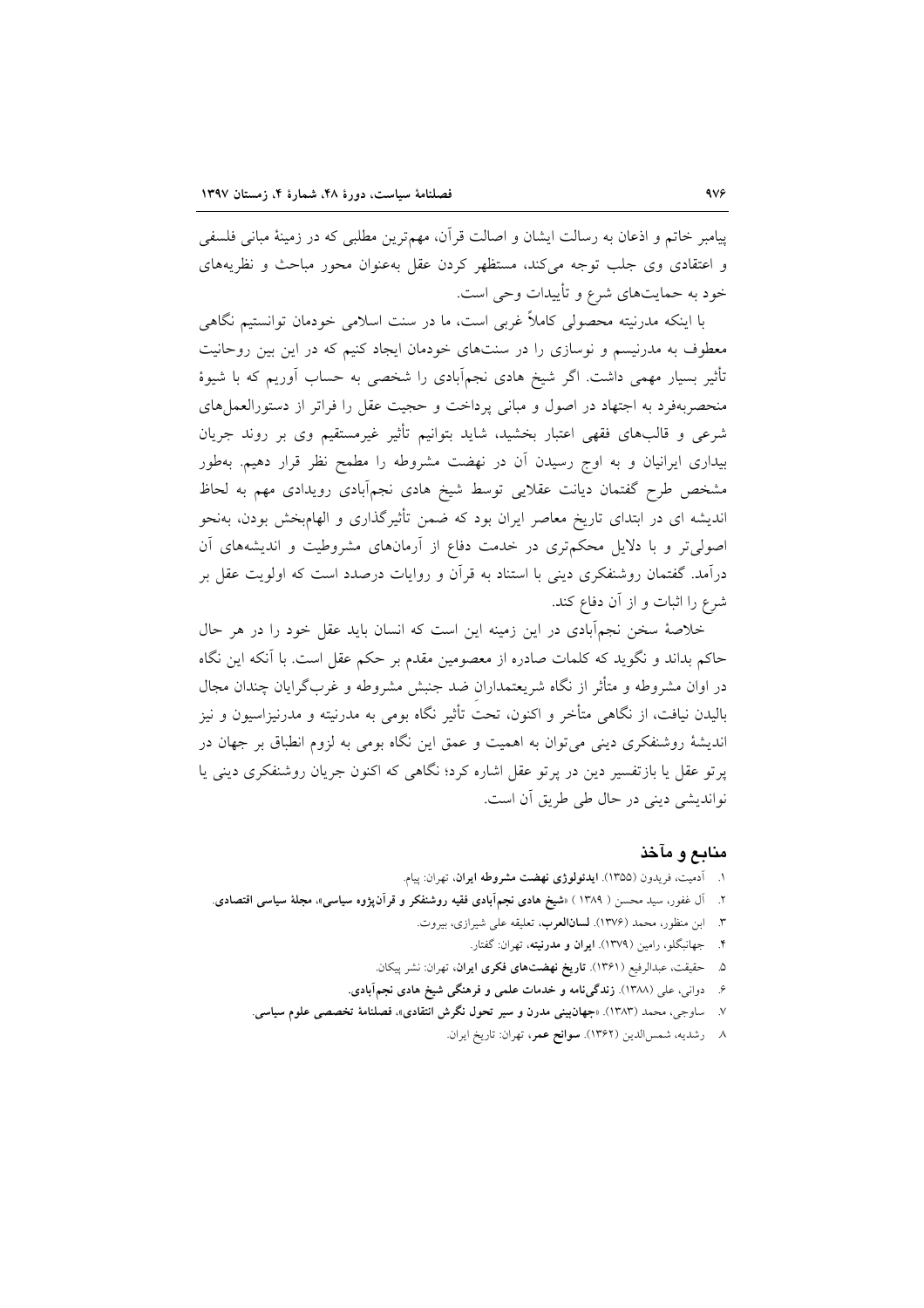پیامبر خاتم و اذعان به رسالت ایشان و اصالت قرآن، مهم‌ترین مطلبی که در زمینهٔ مبانی فلسفی و اعتقادی وی جلب توجه می‌کند، مستظهر کردن عقل به‌عنوان محور مباحث و نظریه‌های خود به حمایت‌های شرع و تأییدات وحی است.

با اینکه مدرنیته محصولی کاملاً غربی است، ما در سنت اسلامی خودمان توانستیم نگاهی معطوف به مدرنیسم و نوسازی را در سنت‌های خودمان ایجاد کنیم که در این بین روحانیت تأثیر بسیار مهمی داشت. اگر شیخ هادی نجم‌آبادی را شخصی به حساب آوریم که با شیوهٔ منحصربه‌فرد به اجتهاد در اصول و مبانی پرداخت و حجیت عقل را فراتر از دستورالعمل‌های شرعی و قالب‌های فقهی اعتبار بخشید، شاید بتوانیم تأثیر غیرمستقیم وی بر روند جریان بیداری ایرانیان و به اوج رسیدن آن در نهضت مشروطه را مطمح نظر قرار دهیم. به‌طور مشخص طرح گفتمان دیانت عقلایی توسط شیخ هادی نجم‌آبادی رویدادی مهم به لحاظ اندیشه ای در ابتدای تاریخ معاصر ایران بود که ضمن تأثیرگذاری و الهام‌بخش بودن، به‌نحو اصولی‌تر و با دلایل محکم‌تری در خدمت دفاع از آرمان‌های مشروطیت و اندیشه‌های آن درآمد. گفتمان روشنفکری دینی با استناد به قرآن و روایات درصدد است که اولویت عقل بر شرع را اثبات و از آن دفاع کند.

خلاصهٔ سخن نجم‌آبادی در این زمینه این است که انسان باید عقل خود را در هر حال حاکم بداند و نگوید که کلمات صادره از معصومین مقدم بر حکم عقل است. با آنکه این نگاه در اوان مشروطه و متأثر از نگاه شریعتمداران ضد جنبش مشروطه و غرب‌گرایان چندان مجال بالیدن نیافت، از نگاهی متأخر و اکنون، تحت تأثیر نگاه بومی به مدرنیته و مدرنیزاسیون و نیز اندیشهٔ روشنفکری دینی می‌توان به اهمیت و عمق این نگاه بومی به لزوم انطباق بر جهان در پرتو عقل یا بازتفسیر دین در پرتو عقل اشاره کرد؛ نگاهی که اکنون جریان روشنفکری دینی یا نواندیشی دینی در حال طی طریق آن است.

## منابع و مآخذ

۱. آدمیت، فریدون (۱۳۵۵). **ایدئولوژی نهضت مشروطه ایران**، تهران: پیام.

۲. آل غفور، سید محسن ( ۱۳۸۹ ) «**شیخ هادی نجم‌آبادی فقیه روشنفکر و قرآن‌پژوه سیاسی**»، **مجلهٔ سیاسی اقتصادی**.

۳. ابن منظور، محمد (۱۳۷۶). **لسان‌العرب**، تعلیقه علی شیرازی، بیروت.

۴. جهانبگلو، رامین (۱۳۷۹). **ایران و مدرنیته**، تهران: گفتار.

۵. حقیقت، عبدالرفیع (۱۳۶۱). **تاریخ نهضت‌های فکری ایران**، تهران: نشر پیکان.

۶. دوانی، علی (۱۳۸۸). **زندگی‌نامه و خدمات علمی و فرهنگی شیخ هادی نجم‌آبادی**.

۷. ساوجی، محمد (۱۳۸۳). «**جهان‌بینی مدرن و سیر تحول نگرش انتقادی**»، **فصلنامهٔ تخصصی علوم سیاسی**.

۸. رشدیه، شمس‌الدین (۱۳۶۲). **سوانح عمر**، تهران: تاریخ ایران.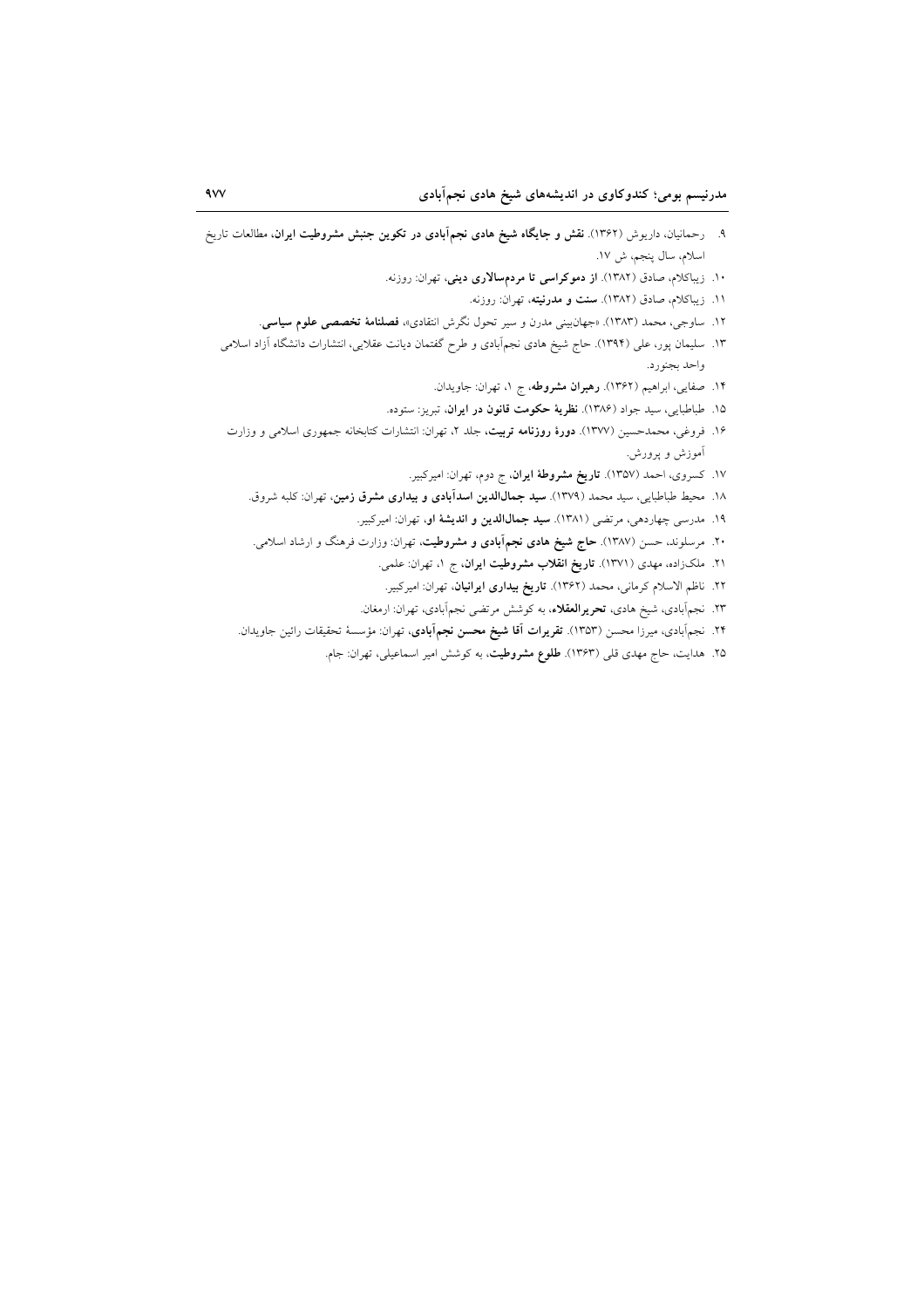۹. رحمانیان، داریوش (۱۳۶۲). **نقش و جایگاه شیخ هادی نجم‌آبادی در تکوین جنبش مشروطیت ایران**، مطالعات تاریخ اسلام، سال پنجم، ش ۱۷.

۱۰. زیباکلام، صادق (۱۳۸۲). **از دموکراسی تا مردم‌سالاری دینی**، تهران: روزنه.

۱۱. زیباکلام، صادق (۱۳۸۲). **سنت و مدرنیته**، تهران: روزنه.

۱۲. ساوجی، محمد (۱۳۸۳). «جهان‌بینی مدرن و سیر تحول نگرش انتقادی»، **فصلنامهٔ تخصصی علوم سیاسی**.

۱۳. سلیمان پور، علی (۱۳۹۴). حاج شیخ هادی نجم‌آبادی و طرح گفتمان دیانت عقلایی، انتشارات دانشگاه آزاد اسلامی واحد بجنورد.

۱۴. صفایی، ابراهیم (۱۳۶۲). **رهبران مشروطه**، ج ۱، تهران: جاویدان.

۱۵. طباطبایی، سید جواد (۱۳۸۶). **نظریهٔ حکومت قانون در ایران**، تبریز: ستوده.

۱۶. فروغی، محمدحسین (۱۳۷۷). **دورهٔ روزنامه تربیت**، جلد ۲، تهران: انتشارات کتابخانه جمهوری اسلامی و وزارت آموزش و پرورش.

۱۷. کسروی، احمد (۱۳۵۷). **تاریخ مشروطهٔ ایران**، ج دوم، تهران: امیرکبیر.

۱۸. محیط طباطبایی، سید محمد (۱۳۷۹). **سید جمال‌الدین اسدآبادی و بیداری مشرق زمین**، تهران: کلبه شروق.

۱۹. مدرسی چهاردهی، مرتضی (۱۳۸۱). **سید جمال‌الدین و اندیشهٔ او**، تهران: امیرکبیر.

۲۰. مرسلوند، حسن (۱۳۸۷). **حاج شیخ هادی نجم‌آبادی و مشروطیت**، تهران: وزارت فرهنگ و ارشاد اسلامی.

۲۱. ملک‌زاده، مهدی (۱۳۷۱). **تاریخ انقلاب مشروطیت ایران**، ج ۱، تهران: علمی.

۲۲. ناظم الاسلام کرمانی، محمد (۱۳۶۲). **تاریخ بیداری ایرانیان**، تهران: امیرکبیر.

۲۳. نجم‌آبادی، شیخ هادی، **تحریرالعقلاء**، به کوشش مرتضی نجم‌آبادی، تهران: ارمغان.

۲۴. نجم‌آبادی، میرزا محسن (۱۳۵۳). **تقریرات آقا شیخ محسن نجم‌آبادی**، تهران: مؤسسهٔ تحقیقات رائین جاویدان.

۲۵. هدایت، حاج مهدی قلی (۱۳۶۳). **طلوع مشروطیت**، به کوشش امیر اسماعیلی، تهران: جام.